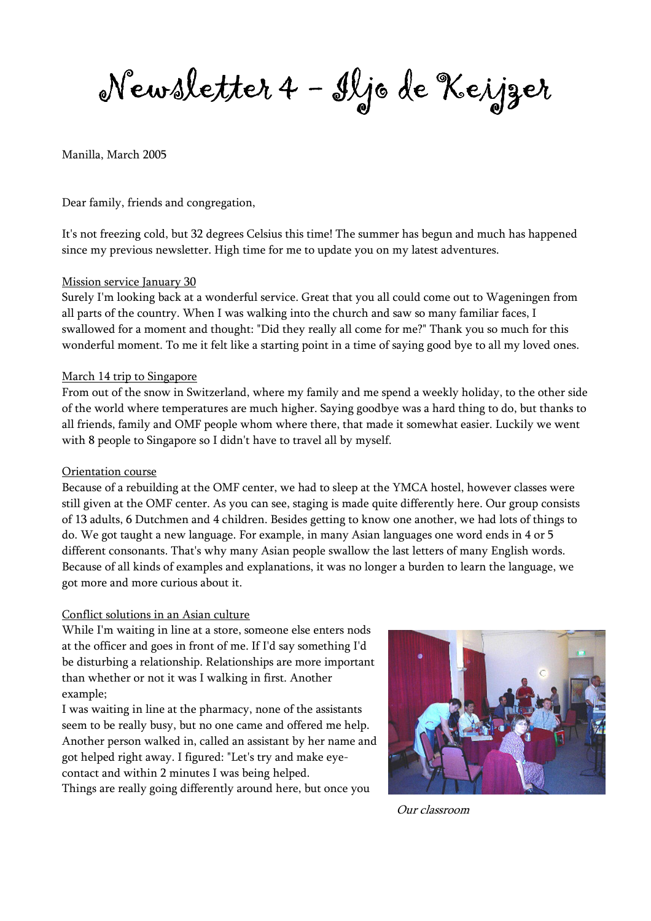# Newsletter 4 - Iljo de Keijzer

Manilla, March 2005

Dear family, friends and congregation,

It's not freezing cold, but 32 degrees Celsius this time! The summer has begun and much has happened since my previous newsletter. High time for me to update you on my latest adventures.

Mission service January 30
Surely I'm looking back at a wonderful service. Great that you all could come out to Wageningen from all parts of the country. When I was walking into the church and saw so many familiar faces, I swallowed for a moment and thought: "Did they really all come for me?" Thank you so much for this wonderful moment. To me it felt like a starting point in a time of saying good bye to all my loved ones.

March 14 trip to Singapore
From out of the snow in Switzerland, where my family and me spend a weekly holiday, to the other side of the world where temperatures are much higher. Saying goodbye was a hard thing to do, but thanks to all friends, family and OMF people whom where there, that made it somewhat easier. Luckily we went with 8 people to Singapore so I didn't have to travel all by myself.

Orientation course
Because of a rebuilding at the OMF center, we had to sleep at the YMCA hostel, however classes were still given at the OMF center. As you can see, staging is made quite differently here. Our group consists of 13 adults, 6 Dutchmen and 4 children. Besides getting to know one another, we had lots of things to do. We got taught a new language. For example, in many Asian languages one word ends in 4 or 5 different consonants. That's why many Asian people swallow the last letters of many English words. Because of all kinds of examples and explanations, it was no longer a burden to learn the language, we got more and more curious about it.

Conflict solutions in an Asian culture
While I'm waiting in line at a store, someone else enters nods at the officer and goes in front of me. If I'd say something I'd be disturbing a relationship. Relationships are more important than whether or not it was I walking in first. Another example;
I was waiting in line at the pharmacy, none of the assistants seem to be really busy, but no one came and offered me help. Another person walked in, called an assistant by her name and got helped right away. I figured: "Let's try and make eye-contact and within 2 minutes I was being helped.
Things are really going differently around here, but once you

*Our classroom*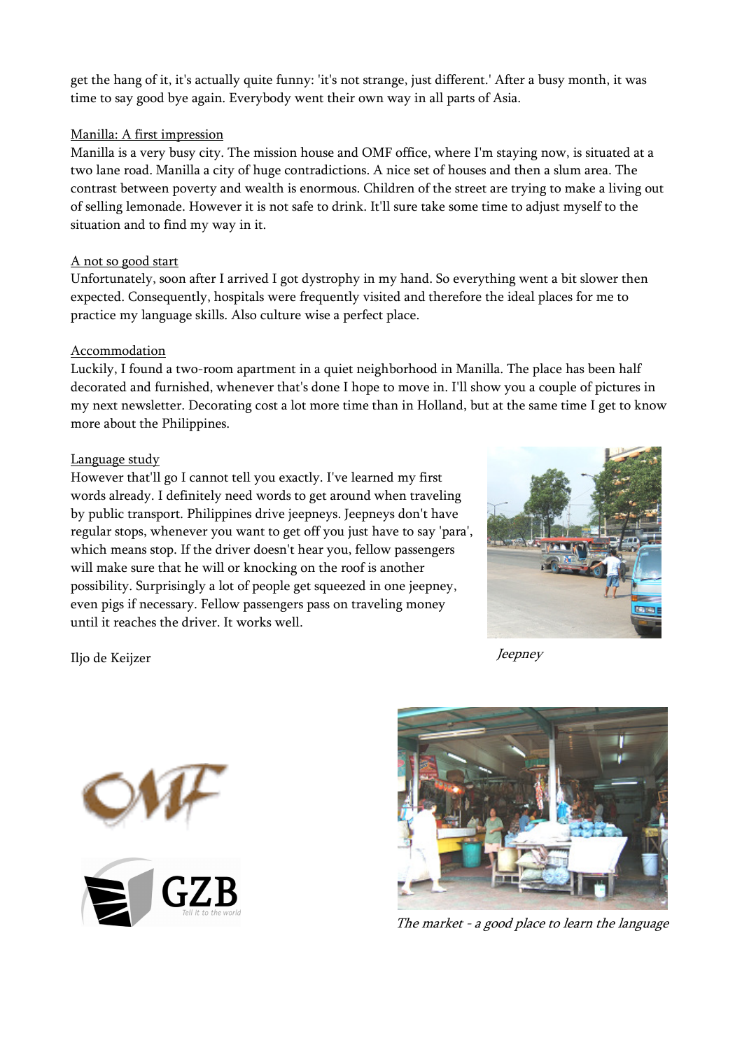get the hang of it, it's actually quite funny: 'it's not strange, just different.' After a busy month, it was time to say good bye again. Everybody went their own way in all parts of Asia.

## Manilla: A first impression

Manilla is a very busy city. The mission house and OMF office, where I'm staying now, is situated at a two lane road. Manilla a city of huge contradictions. A nice set of houses and then a slum area. The contrast between poverty and wealth is enormous. Children of the street are trying to make a living out of selling lemonade. However it is not safe to drink. It'll sure take some time to adjust myself to the situation and to find my way in it.

## A not so good start

Unfortunately, soon after I arrived I got dystrophy in my hand. So everything went a bit slower then expected. Consequently, hospitals were frequently visited and therefore the ideal places for me to practice my language skills. Also culture wise a perfect place.

## Accommodation

Luckily, I found a two-room apartment in a quiet neighborhood in Manilla. The place has been half decorated and furnished, whenever that's done I hope to move in. I'll show you a couple of pictures in my next newsletter. Decorating cost a lot more time than in Holland, but at the same time I get to know more about the Philippines.

## Language study

However that'll go I cannot tell you exactly. I've learned my first words already. I definitely need words to get around when traveling by public transport. Philippines drive jeepneys. Jeepneys don't have regular stops, whenever you want to get off you just have to say 'para', which means stop. If the driver doesn't hear you, fellow passengers will make sure that he will or knocking on the roof is another possibility. Surprisingly a lot of people get squeezed in one jeepney, even pigs if necessary. Fellow passengers pass on traveling money until it reaches the driver. It works well.

*Jeepney*

Iljo de Keijzer

*The market - a good place to learn the language*